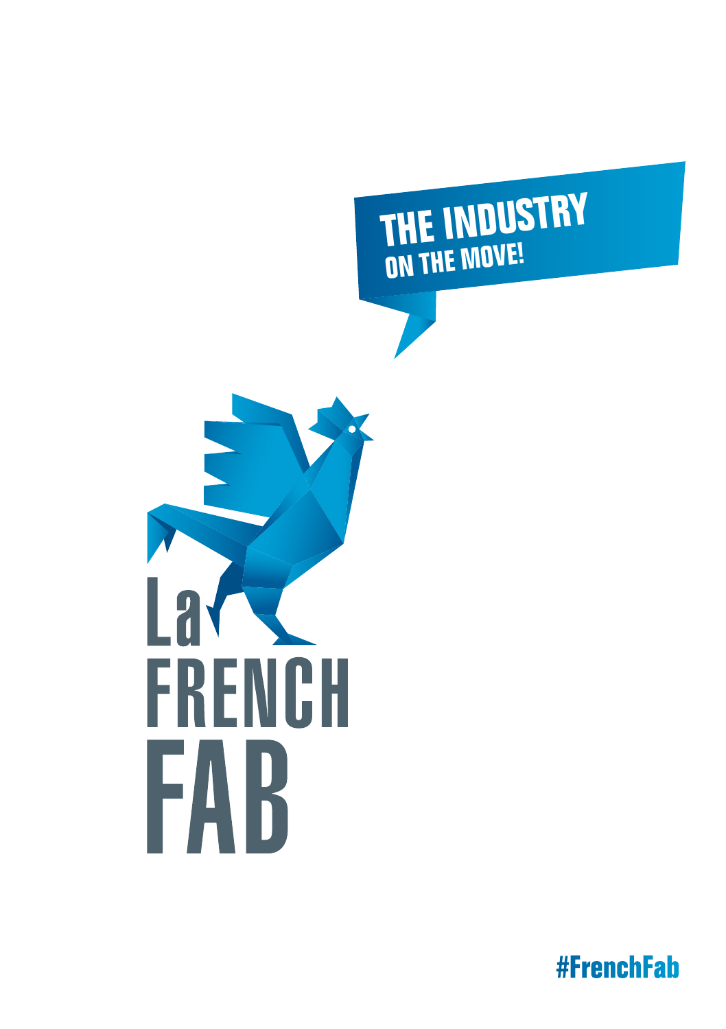# THE INDUSTRY
## ON THE MOVE!

La
FRENCH
FAB

#FrenchFab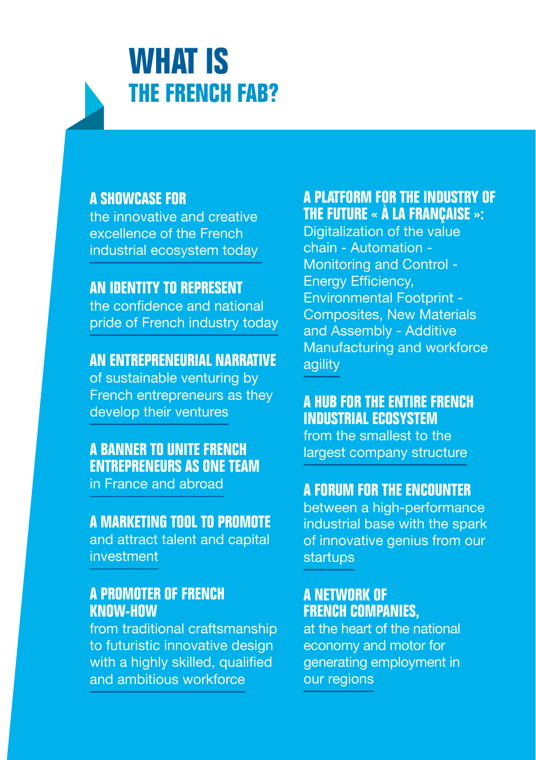# WHAT IS THE FRENCH FAB?

**A SHOWCASE FOR**
the innovative and creative excellence of the French industrial ecosystem today

**AN IDENTITY TO REPRESENT**
the confidence and national pride of French industry today

**AN ENTREPRENEURIAL NARRATIVE**
of sustainable venturing by French entrepreneurs as they develop their ventures

**A BANNER TO UNITE FRENCH ENTREPRENEURS AS ONE TEAM**
in France and abroad

**A MARKETING TOOL TO PROMOTE**
and attract talent and capital investment

**A PROMOTER OF FRENCH KNOW-HOW**
from traditional craftsmanship to futuristic innovative design with a highly skilled, qualified and ambitious workforce

**A PLATFORM FOR THE INDUSTRY OF THE FUTURE « À LA FRANÇAISE »:**
Digitalization of the value chain - Automation - Monitoring and Control - Energy Efficiency, Environmental Footprint - Composites, New Materials and Assembly - Additive Manufacturing and workforce agility

**A HUB FOR THE ENTIRE FRENCH INDUSTRIAL ECOSYSTEM**
from the smallest to the largest company structure

**A FORUM FOR THE ENCOUNTER**
between a high-performance industrial base with the spark of innovative genius from our startups

**A NETWORK OF FRENCH COMPANIES,**
at the heart of the national economy and motor for generating employment in our regions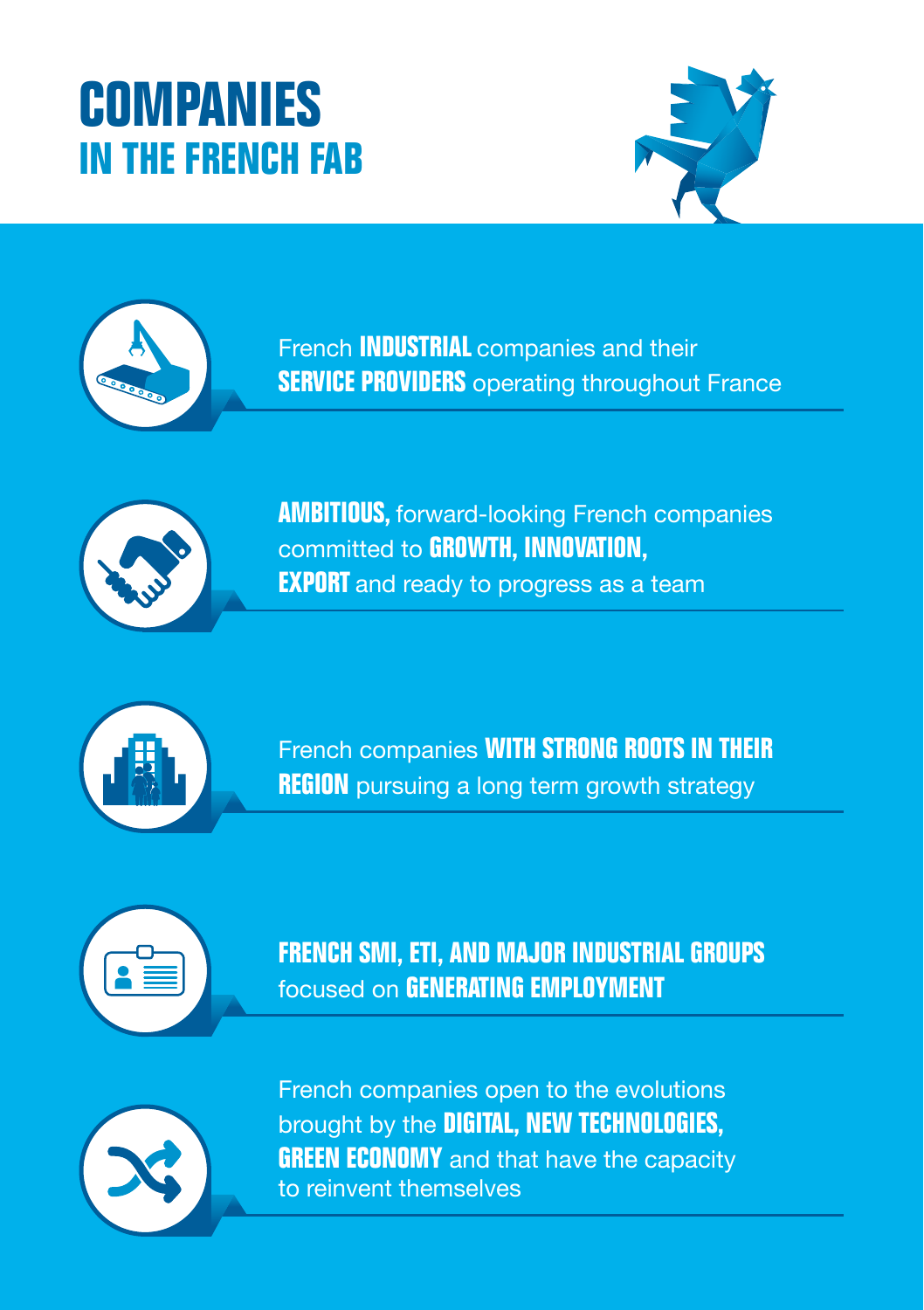# COMPANIES
## IN THE FRENCH FAB

French **INDUSTRIAL** companies and their **SERVICE PROVIDERS** operating throughout France

**AMBITIOUS,** forward-looking French companies committed to **GROWTH, INNOVATION, EXPORT** and ready to progress as a team

French companies **WITH STRONG ROOTS IN THEIR REGION** pursuing a long term growth strategy

**FRENCH SMI, ETI, AND MAJOR INDUSTRIAL GROUPS** focused on **GENERATING EMPLOYMENT**

French companies open to the evolutions brought by the **DIGITAL, NEW TECHNOLOGIES, GREEN ECONOMY** and that have the capacity to reinvent themselves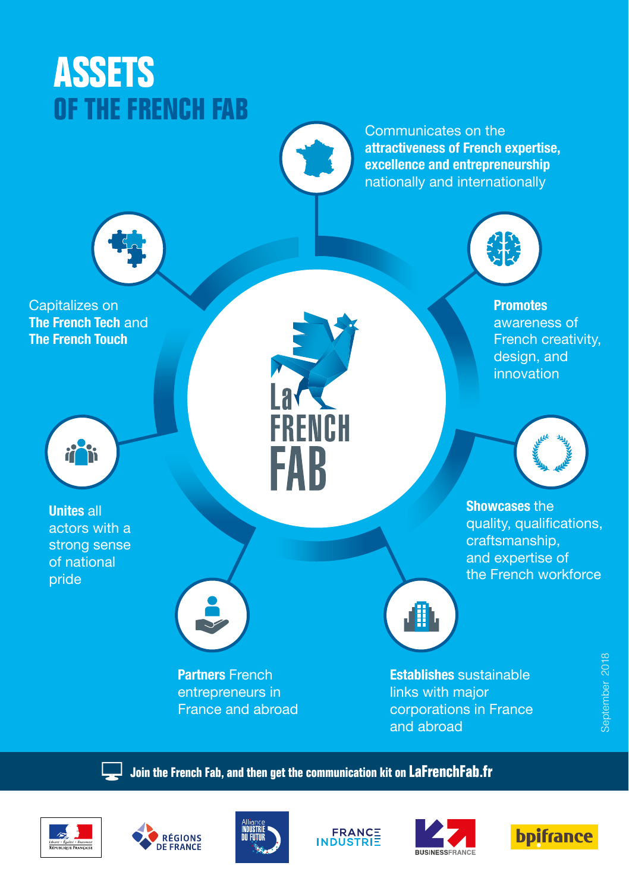# ASSETS
## OF THE FRENCH FAB

Communicates on the **attractiveness of French expertise, excellence and entrepreneurship** nationally and internationally

Capitalizes on **The French Tech** and **The French Touch**

**Promotes** awareness of French creativity, design, and innovation

La FRENCH FAB

**Unites** all actors with a strong sense of national pride

**Showcases** the quality, qualifications, craftsmanship, and expertise of the French workforce

**Partners** French entrepreneurs in France and abroad

**Establishes** sustainable links with major corporations in France and abroad

September 2018

**Join the French Fab, and then get the communication kit on LaFrenchFab.fr**

Liberté • Égalité • Fraternité RÉPUBLIQUE FRANÇAISE

RÉGIONS DE FRANCE

Alliance INDUSTRIE DU FUTUR

FRANCE INDUSTRIE

BUSINESSFRANCE

bpifrance